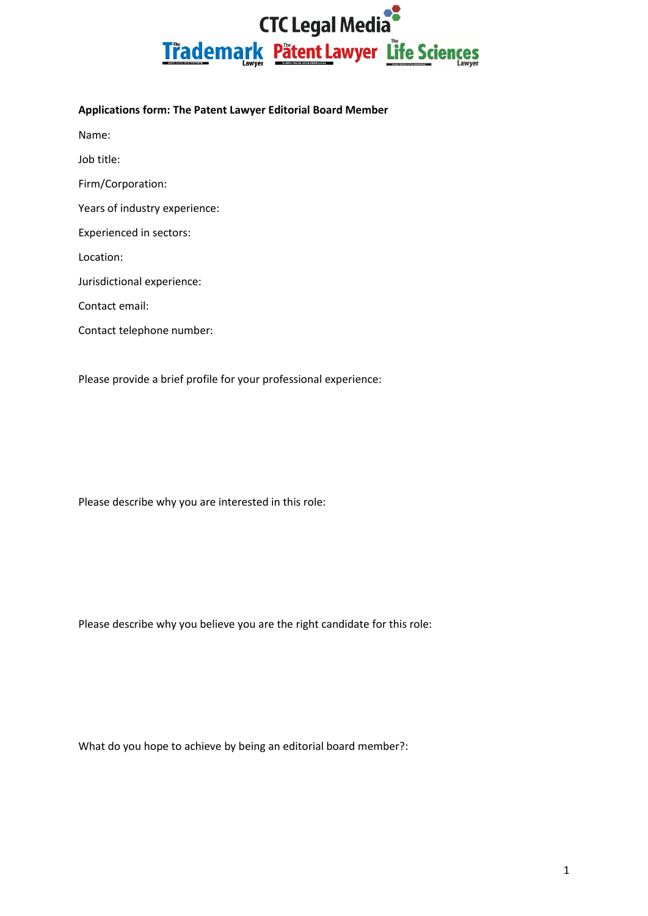CTC Legal Media

The Trademark Lawyer · The Patent Lawyer · The Life Sciences Lawyer

**Applications form: The Patent Lawyer Editorial Board Member**

Name:

Job title:

Firm/Corporation:

Years of industry experience:

Experienced in sectors:

Location:

Jurisdictional experience:

Contact email:

Contact telephone number:

Please provide a brief profile for your professional experience:

Please describe why you are interested in this role:

Please describe why you believe you are the right candidate for this role:

What do you hope to achieve by being an editorial board member?: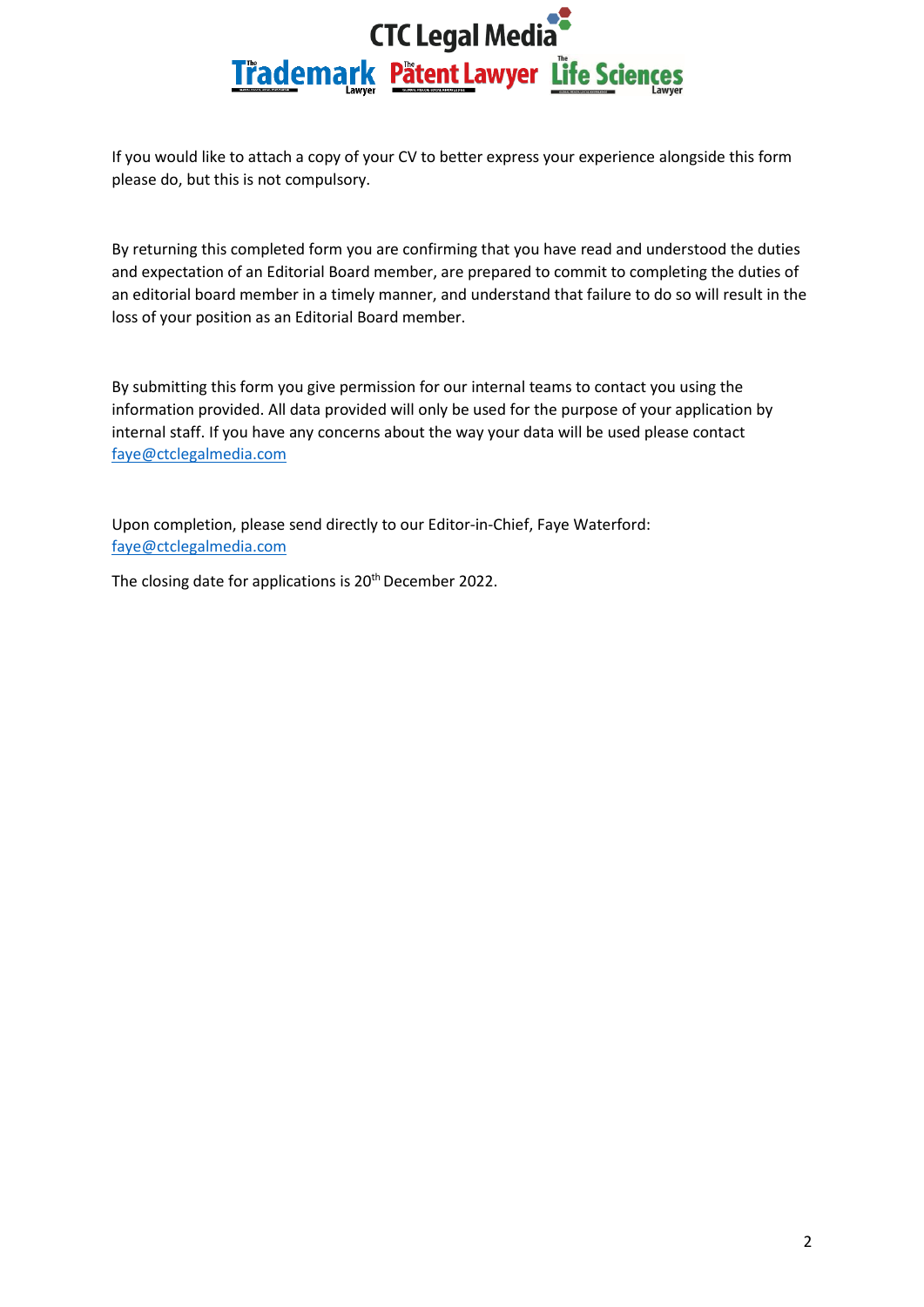If you would like to attach a copy of your CV to better express your experience alongside this form please do, but this is not compulsory.

By returning this completed form you are confirming that you have read and understood the duties and expectation of an Editorial Board member, are prepared to commit to completing the duties of an editorial board member in a timely manner, and understand that failure to do so will result in the loss of your position as an Editorial Board member.

By submitting this form you give permission for our internal teams to contact you using the information provided. All data provided will only be used for the purpose of your application by internal staff. If you have any concerns about the way your data will be used please contact faye@ctclegalmedia.com

Upon completion, please send directly to our Editor-in-Chief, Faye Waterford: faye@ctclegalmedia.com

The closing date for applications is 20th December 2022.